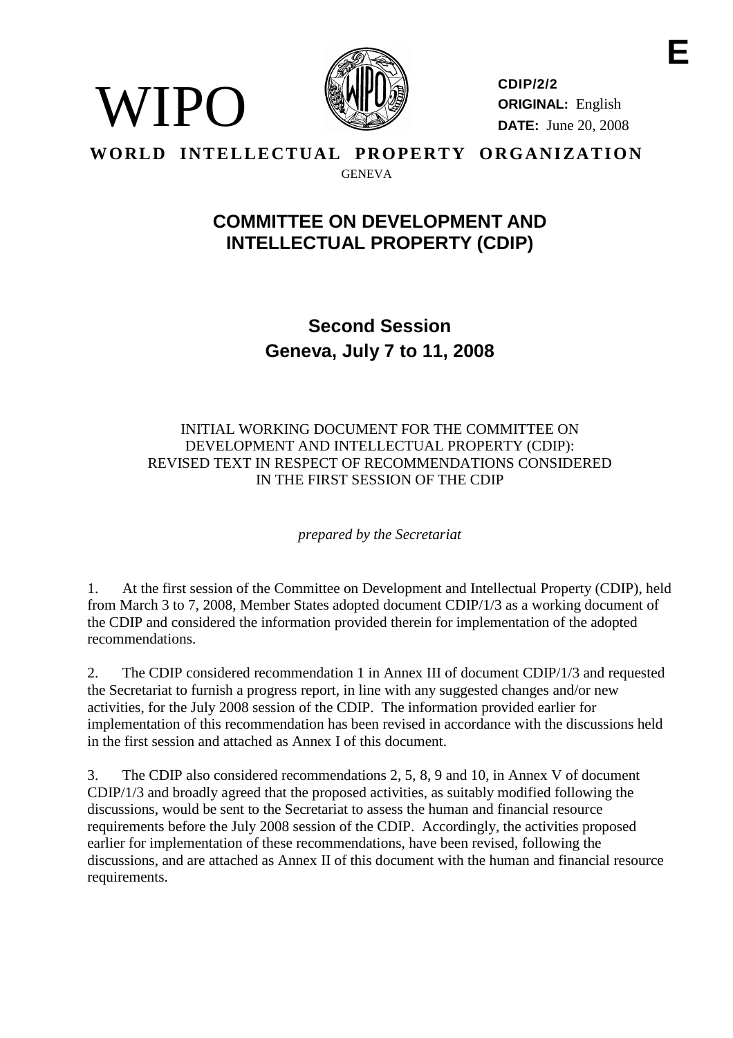WIPO

**E**

**CDIP/2/2**
**ORIGINAL:** English
**DATE:** June 20, 2008

**WORLD INTELLECTUAL PROPERTY ORGANIZATION**

GENEVA

# COMMITTEE ON DEVELOPMENT AND INTELLECTUAL PROPERTY (CDIP)

## Second Session
## Geneva, July 7 to 11, 2008

INITIAL WORKING DOCUMENT FOR THE COMMITTEE ON DEVELOPMENT AND INTELLECTUAL PROPERTY (CDIP): REVISED TEXT IN RESPECT OF RECOMMENDATIONS CONSIDERED IN THE FIRST SESSION OF THE CDIP

*prepared by the Secretariat*

1. At the first session of the Committee on Development and Intellectual Property (CDIP), held from March 3 to 7, 2008, Member States adopted document CDIP/1/3 as a working document of the CDIP and considered the information provided therein for implementation of the adopted recommendations.

2. The CDIP considered recommendation 1 in Annex III of document CDIP/1/3 and requested the Secretariat to furnish a progress report, in line with any suggested changes and/or new activities, for the July 2008 session of the CDIP. The information provided earlier for implementation of this recommendation has been revised in accordance with the discussions held in the first session and attached as Annex I of this document.

3. The CDIP also considered recommendations 2, 5, 8, 9 and 10, in Annex V of document CDIP/1/3 and broadly agreed that the proposed activities, as suitably modified following the discussions, would be sent to the Secretariat to assess the human and financial resource requirements before the July 2008 session of the CDIP. Accordingly, the activities proposed earlier for implementation of these recommendations, have been revised, following the discussions, and are attached as Annex II of this document with the human and financial resource requirements.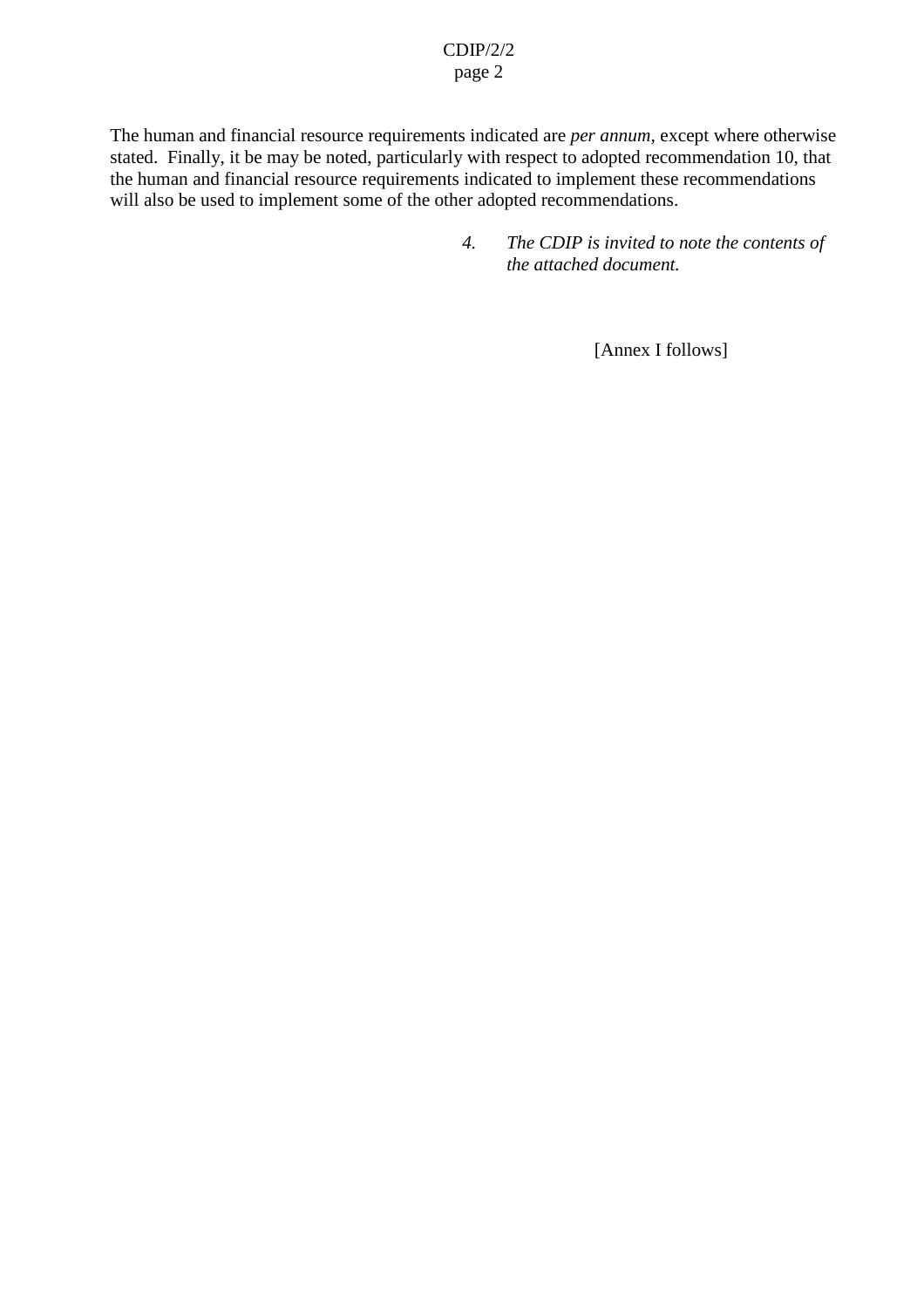The human and financial resource requirements indicated are *per annum*, except where otherwise stated. Finally, it be may be noted, particularly with respect to adopted recommendation 10, that the human and financial resource requirements indicated to implement these recommendations will also be used to implement some of the other adopted recommendations.

4. *The CDIP is invited to note the contents of the attached document.*

[Annex I follows]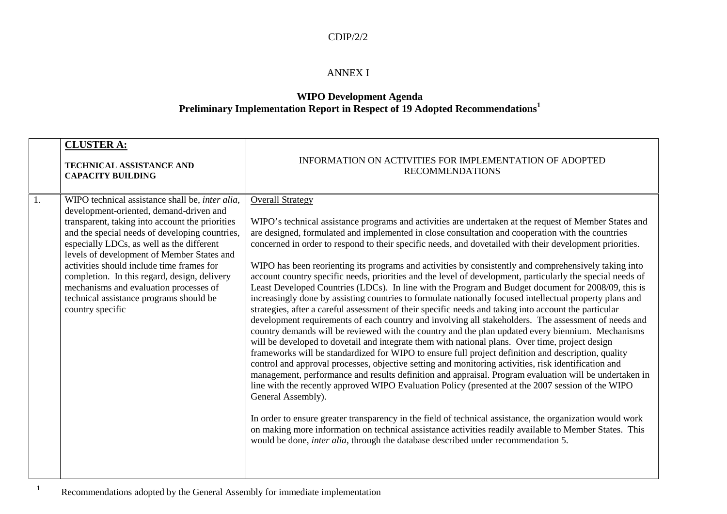ANNEX I

**WIPO Development Agenda**
**Preliminary Implementation Report in Respect of 19 Adopted Recommendations[1]**

| | **CLUSTER A:** **TECHNICAL ASSISTANCE AND CAPACITY BUILDING** | INFORMATION ON ACTIVITIES FOR IMPLEMENTATION OF ADOPTED RECOMMENDATIONS |
|---|---|---|
| 1. | WIPO technical assistance shall be, *inter alia*, development-oriented, demand-driven and transparent, taking into account the priorities and the special needs of developing countries, especially LDCs, as well as the different levels of development of Member States and activities should include time frames for completion. In this regard, design, delivery mechanisms and evaluation processes of technical assistance programs should be country specific | Overall Strategy<br><br>WIPO's technical assistance programs and activities are undertaken at the request of Member States and are designed, formulated and implemented in close consultation and cooperation with the countries concerned in order to respond to their specific needs, and dovetailed with their development priorities.<br><br>WIPO has been reorienting its programs and activities by consistently and comprehensively taking into account country specific needs, priorities and the level of development, particularly the special needs of Least Developed Countries (LDCs). In line with the Program and Budget document for 2008/09, this is increasingly done by assisting countries to formulate nationally focused intellectual property plans and strategies, after a careful assessment of their specific needs and taking into account the particular development requirements of each country and involving all stakeholders. The assessment of needs and country demands will be reviewed with the country and the plan updated every biennium. Mechanisms will be developed to dovetail and integrate them with national plans. Over time, project design frameworks will be standardized for WIPO to ensure full project definition and description, quality control and approval processes, objective setting and monitoring activities, risk identification and management, performance and results definition and appraisal. Program evaluation will be undertaken in line with the recently approved WIPO Evaluation Policy (presented at the 2007 session of the WIPO General Assembly).<br><br>In order to ensure greater transparency in the field of technical assistance, the organization would work on making more information on technical assistance activities readily available to Member States. This would be done, *inter alia*, through the database described under recommendation 5. |

[1] Recommendations adopted by the General Assembly for immediate implementation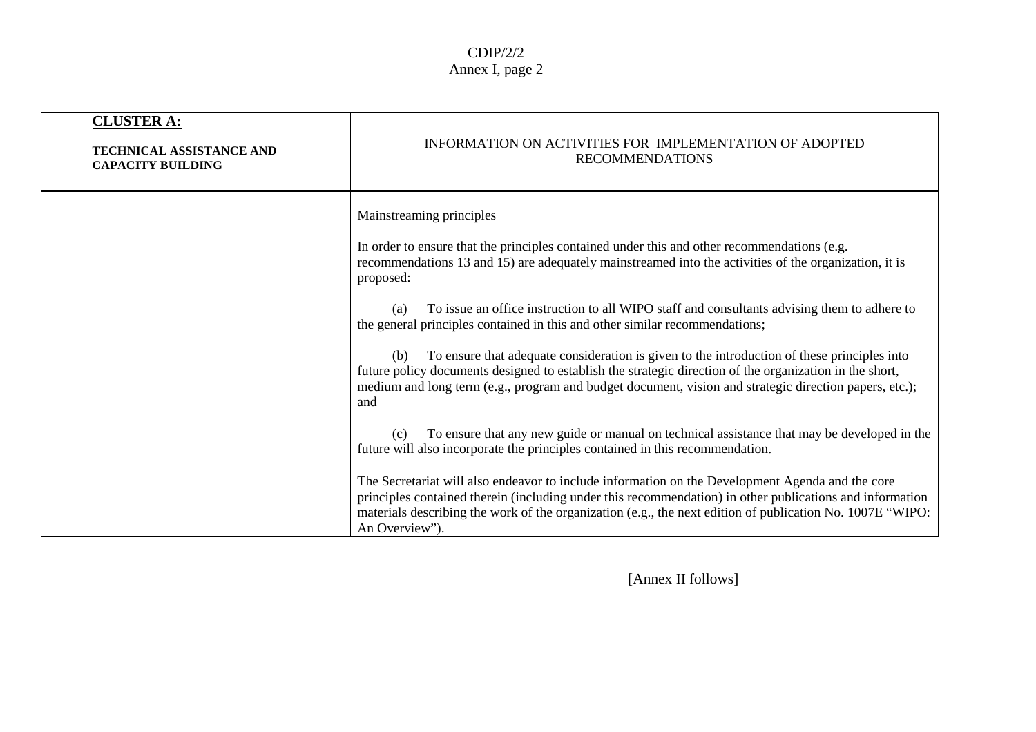| | **CLUSTER A:** **TECHNICAL ASSISTANCE AND CAPACITY BUILDING** | INFORMATION ON ACTIVITIES FOR IMPLEMENTATION OF ADOPTED RECOMMENDATIONS |
|---|---|---|
| | | Mainstreaming principles<br><br>In order to ensure that the principles contained under this and other recommendations (e.g. recommendations 13 and 15) are adequately mainstreamed into the activities of the organization, it is proposed:<br><br>(a) To issue an office instruction to all WIPO staff and consultants advising them to adhere to the general principles contained in this and other similar recommendations;<br><br>(b) To ensure that adequate consideration is given to the introduction of these principles into future policy documents designed to establish the strategic direction of the organization in the short, medium and long term (e.g., program and budget document, vision and strategic direction papers, etc.); and<br><br>(c) To ensure that any new guide or manual on technical assistance that may be developed in the future will also incorporate the principles contained in this recommendation.<br><br>The Secretariat will also endeavor to include information on the Development Agenda and the core principles contained therein (including under this recommendation) in other publications and information materials describing the work of the organization (e.g., the next edition of publication No. 1007E "WIPO: An Overview"). |

[Annex II follows]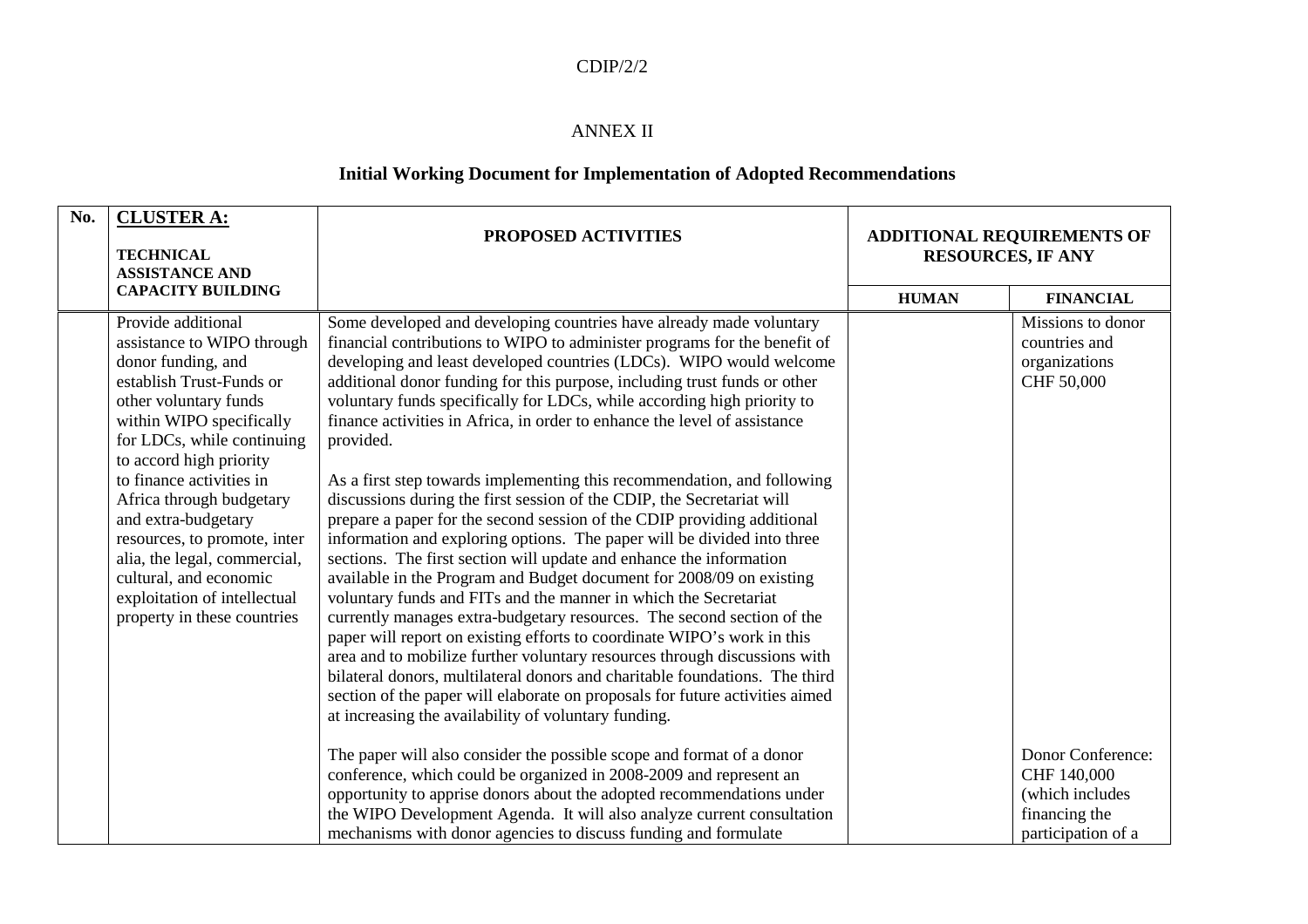## ANNEX II

### Initial Working Document for Implementation of Adopted Recommendations

| No. | CLUSTER A: TECHNICAL ASSISTANCE AND CAPACITY BUILDING | PROPOSED ACTIVITIES | ADDITIONAL REQUIREMENTS OF RESOURCES, IF ANY | |
|---|---|---|---|---|
| | | | **HUMAN** | **FINANCIAL** |
| | Provide additional assistance to WIPO through donor funding, and establish Trust-Funds or other voluntary funds within WIPO specifically for LDCs, while continuing to accord high priority to finance activities in Africa through budgetary and extra-budgetary resources, to promote, inter alia, the legal, commercial, cultural, and economic exploitation of intellectual property in these countries | Some developed and developing countries have already made voluntary financial contributions to WIPO to administer programs for the benefit of developing and least developed countries (LDCs). WIPO would welcome additional donor funding for this purpose, including trust funds or other voluntary funds specifically for LDCs, while according high priority to finance activities in Africa, in order to enhance the level of assistance provided.<br><br>As a first step towards implementing this recommendation, and following discussions during the first session of the CDIP, the Secretariat will prepare a paper for the second session of the CDIP providing additional information and exploring options. The paper will be divided into three sections. The first section will update and enhance the information available in the Program and Budget document for 2008/09 on existing voluntary funds and FITs and the manner in which the Secretariat currently manages extra-budgetary resources. The second section of the paper will report on existing efforts to coordinate WIPO's work in this area and to mobilize further voluntary resources through discussions with bilateral donors, multilateral donors and charitable foundations. The third section of the paper will elaborate on proposals for future activities aimed at increasing the availability of voluntary funding.<br><br>The paper will also consider the possible scope and format of a donor conference, which could be organized in 2008-2009 and represent an opportunity to apprise donors about the adopted recommendations under the WIPO Development Agenda. It will also analyze current consultation mechanisms with donor agencies to discuss funding and formulate | | Missions to donor countries and organizations CHF 50,000<br><br>Donor Conference: CHF 140,000 (which includes financing the participation of a |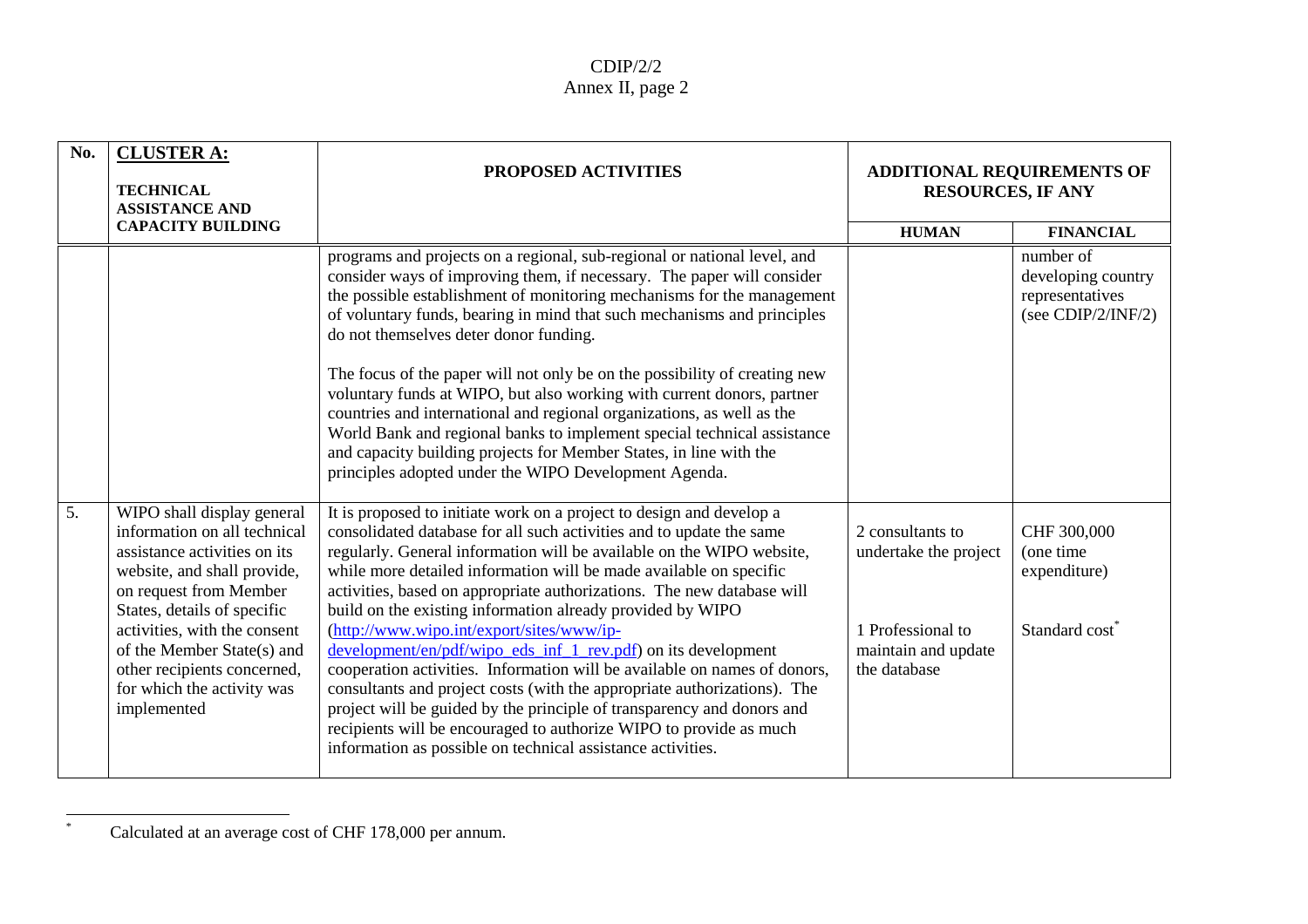| No. | **CLUSTER A:** **TECHNICAL ASSISTANCE AND CAPACITY BUILDING** | **PROPOSED ACTIVITIES** | **ADDITIONAL REQUIREMENTS OF RESOURCES, IF ANY** | |
|---|---|---|---|---|
| | | | **HUMAN** | **FINANCIAL** |
| | | programs and projects on a regional, sub-regional or national level, and consider ways of improving them, if necessary. The paper will consider the possible establishment of monitoring mechanisms for the management of voluntary funds, bearing in mind that such mechanisms and principles do not themselves deter donor funding.<br><br>The focus of the paper will not only be on the possibility of creating new voluntary funds at WIPO, but also working with current donors, partner countries and international and regional organizations, as well as the World Bank and regional banks to implement special technical assistance and capacity building projects for Member States, in line with the principles adopted under the WIPO Development Agenda. | | number of developing country representatives (see CDIP/2/INF/2) |
| 5. | WIPO shall display general information on all technical assistance activities on its website, and shall provide, on request from Member States, details of specific activities, with the consent of the Member State(s) and other recipients concerned, for which the activity was implemented | It is proposed to initiate work on a project to design and develop a consolidated database for all such activities and to update the same regularly. General information will be available on the WIPO website, while more detailed information will be made available on specific activities, based on appropriate authorizations. The new database will build on the existing information already provided by WIPO (http://www.wipo.int/export/sites/www/ip-development/en/pdf/wipo_eds_inf_1_rev.pdf) on its development cooperation activities. Information will be available on names of donors, consultants and project costs (with the appropriate authorizations). The project will be guided by the principle of transparency and donors and recipients will be encouraged to authorize WIPO to provide as much information as possible on technical assistance activities. | 2 consultants to undertake the project<br><br>1 Professional to maintain and update the database | CHF 300,000 (one time expenditure)<br><br>Standard cost* |

* Calculated at an average cost of CHF 178,000 per annum.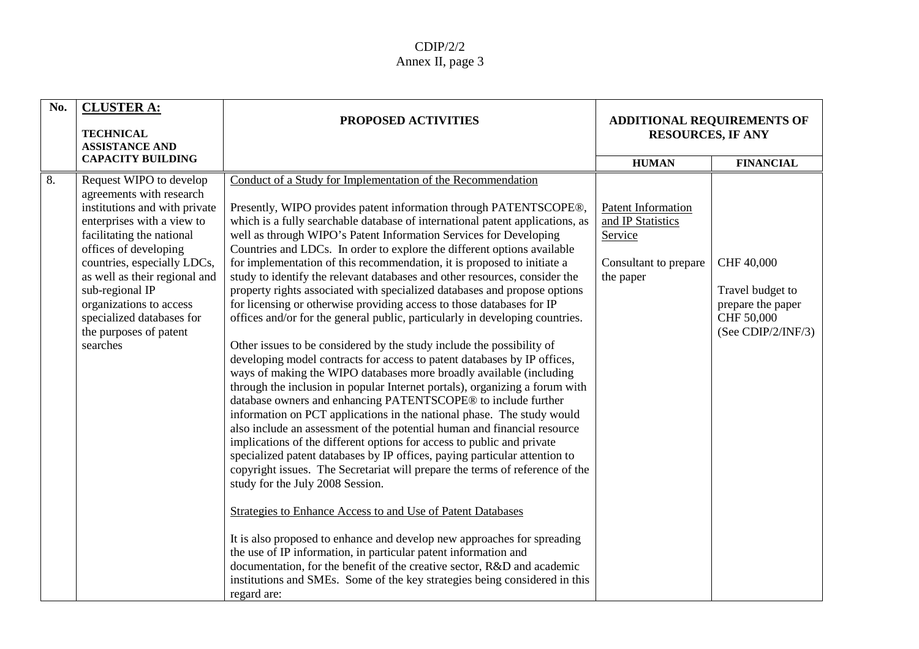| No. | **CLUSTER A:** **TECHNICAL ASSISTANCE AND CAPACITY BUILDING** | **PROPOSED ACTIVITIES** | **ADDITIONAL REQUIREMENTS OF RESOURCES, IF ANY** | |
|---|---|---|---|---|
| | | | **HUMAN** | **FINANCIAL** |
| 8. | Request WIPO to develop agreements with research institutions and with private enterprises with a view to facilitating the national offices of developing countries, especially LDCs, as well as their regional and sub-regional IP organizations to access specialized databases for the purposes of patent searches | Conduct of a Study for Implementation of the Recommendation<br><br>Presently, WIPO provides patent information through PATENTSCOPE®, which is a fully searchable database of international patent applications, as well as through WIPO's Patent Information Services for Developing Countries and LDCs. In order to explore the different options available for implementation of this recommendation, it is proposed to initiate a study to identify the relevant databases and other resources, consider the property rights associated with specialized databases and propose options for licensing or otherwise providing access to those databases for IP offices and/or for the general public, particularly in developing countries.<br><br>Other issues to be considered by the study include the possibility of developing model contracts for access to patent databases by IP offices, ways of making the WIPO databases more broadly available (including through the inclusion in popular Internet portals), organizing a forum with database owners and enhancing PATENTSCOPE® to include further information on PCT applications in the national phase. The study would also include an assessment of the potential human and financial resource implications of the different options for access to public and private specialized patent databases by IP offices, paying particular attention to copyright issues. The Secretariat will prepare the terms of reference of the study for the July 2008 Session.<br><br>Strategies to Enhance Access to and Use of Patent Databases<br><br>It is also proposed to enhance and develop new approaches for spreading the use of IP information, in particular patent information and documentation, for the benefit of the creative sector, R&D and academic institutions and SMEs. Some of the key strategies being considered in this regard are: | Patent Information and IP Statistics Service<br><br>Consultant to prepare the paper | CHF 40,000<br><br>Travel budget to prepare the paper CHF 50,000 (See CDIP/2/INF/3) |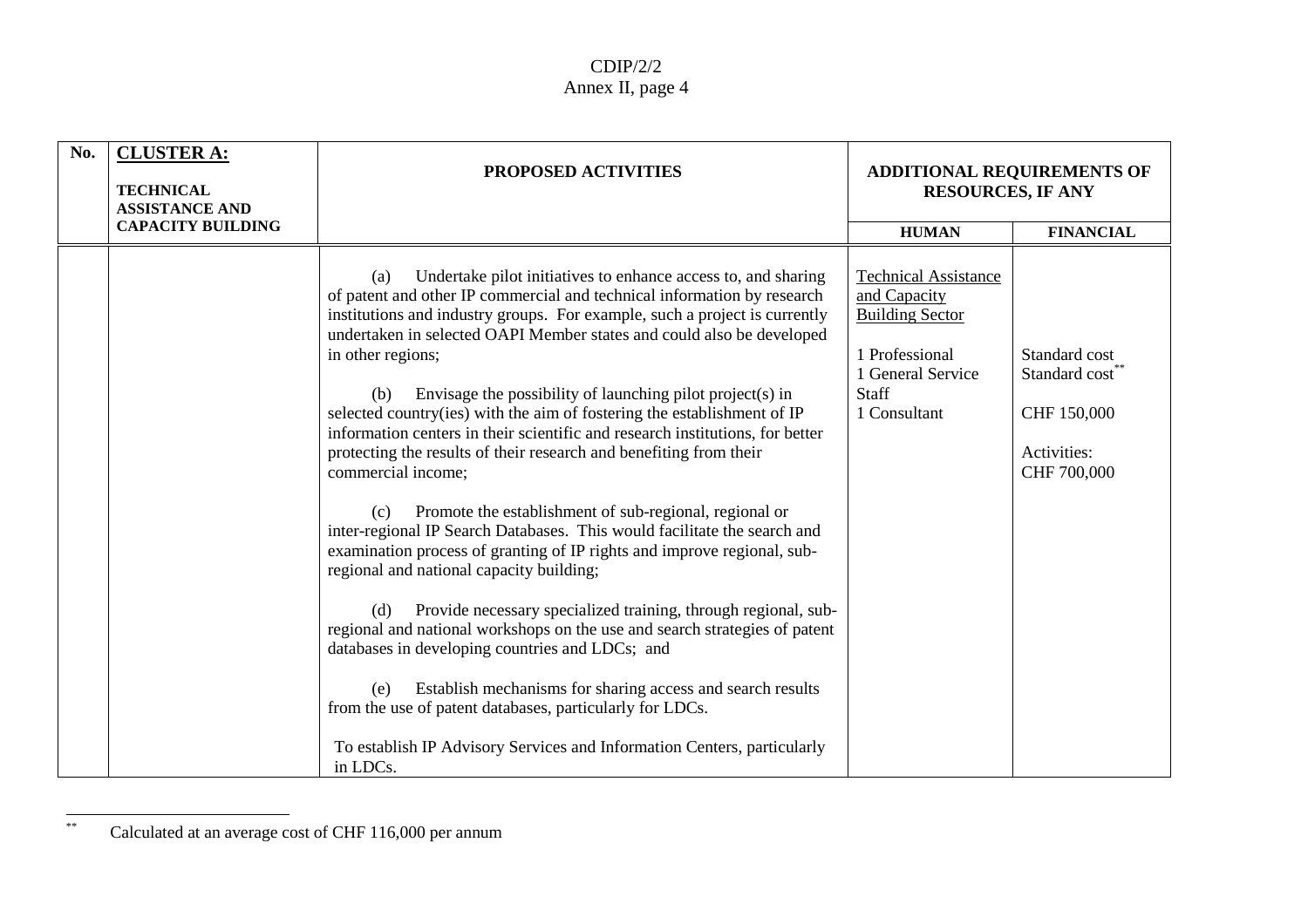| No. | **CLUSTER A:** **TECHNICAL ASSISTANCE AND CAPACITY BUILDING** | **PROPOSED ACTIVITIES** | **ADDITIONAL REQUIREMENTS OF RESOURCES, IF ANY** | |
|---|---|---|---|---|
| | | | **HUMAN** | **FINANCIAL** |
| | | (a) Undertake pilot initiatives to enhance access to, and sharing of patent and other IP commercial and technical information by research institutions and industry groups. For example, such a project is currently undertaken in selected OAPI Member states and could also be developed in other regions;<br><br>(b) Envisage the possibility of launching pilot project(s) in selected country(ies) with the aim of fostering the establishment of IP information centers in their scientific and research institutions, for better protecting the results of their research and benefiting from their commercial income;<br><br>(c) Promote the establishment of sub-regional, regional or inter-regional IP Search Databases. This would facilitate the search and examination process of granting of IP rights and improve regional, sub-regional and national capacity building;<br><br>(d) Provide necessary specialized training, through regional, sub-regional and national workshops on the use and search strategies of patent databases in developing countries and LDCs; and<br><br>(e) Establish mechanisms for sharing access and search results from the use of patent databases, particularly for LDCs.<br><br>To establish IP Advisory Services and Information Centers, particularly in LDCs. | Technical Assistance and Capacity Building Sector<br><br>1 Professional<br>1 General Service Staff<br>1 Consultant | Standard cost<br>Standard cost[**]<br><br>CHF 150,000<br><br>Activities:<br>CHF 700,000 |

[**] Calculated at an average cost of CHF 116,000 per annum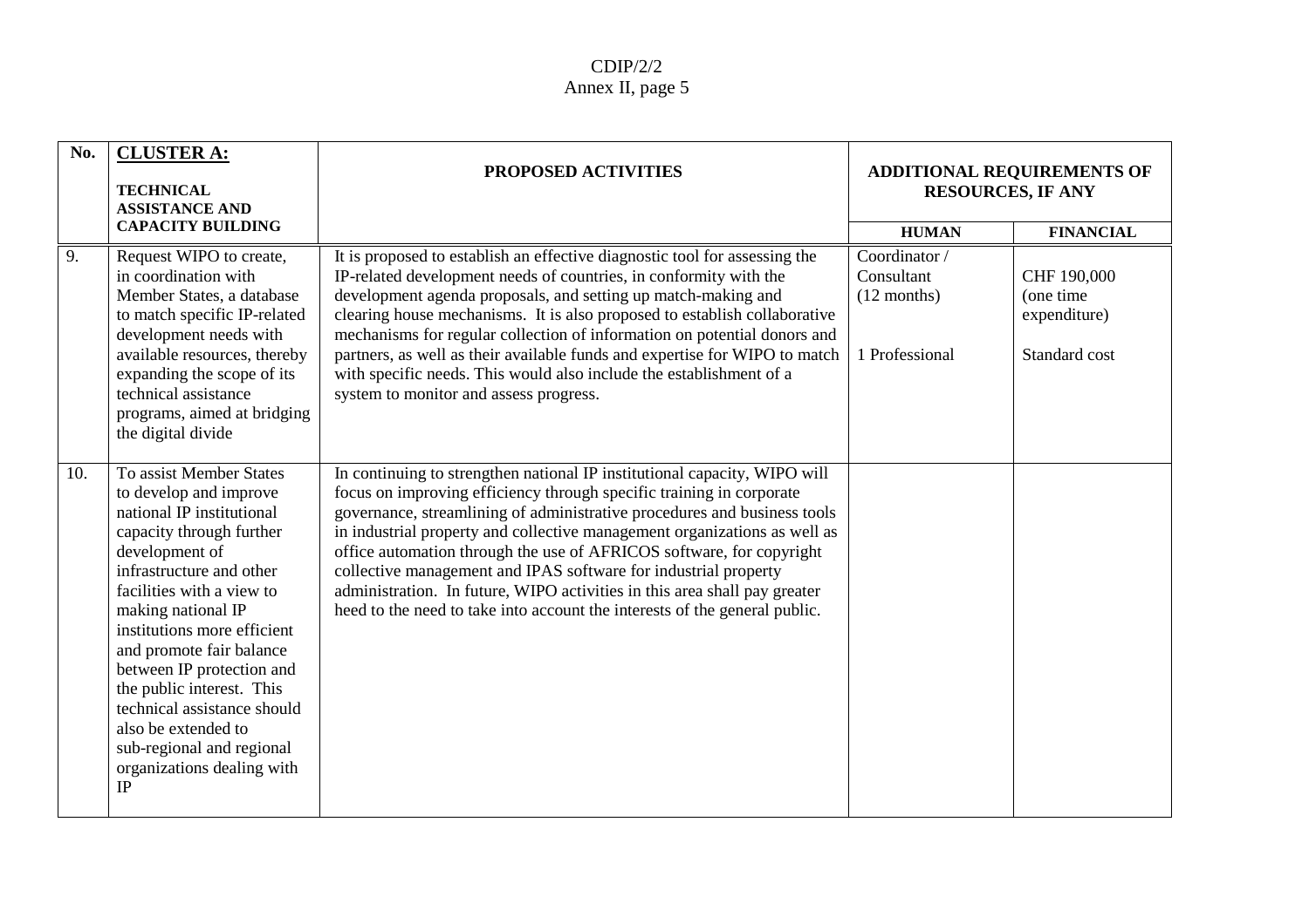| No. | **CLUSTER A:** **TECHNICAL ASSISTANCE AND CAPACITY BUILDING** | **PROPOSED ACTIVITIES** | **ADDITIONAL REQUIREMENTS OF RESOURCES, IF ANY** | |
|---|---|---|---|---|
| | | | **HUMAN** | **FINANCIAL** |
| 9. | Request WIPO to create, in coordination with Member States, a database to match specific IP-related development needs with available resources, thereby expanding the scope of its technical assistance programs, aimed at bridging the digital divide | It is proposed to establish an effective diagnostic tool for assessing the IP-related development needs of countries, in conformity with the development agenda proposals, and setting up match-making and clearing house mechanisms. It is also proposed to establish collaborative mechanisms for regular collection of information on potential donors and partners, as well as their available funds and expertise for WIPO to match with specific needs. This would also include the establishment of a system to monitor and assess progress. | Coordinator / Consultant (12 months)<br><br>1 Professional | CHF 190,000 (one time expenditure)<br><br>Standard cost |
| 10. | To assist Member States to develop and improve national IP institutional capacity through further development of infrastructure and other facilities with a view to making national IP institutions more efficient and promote fair balance between IP protection and the public interest. This technical assistance should also be extended to sub-regional and regional organizations dealing with IP | In continuing to strengthen national IP institutional capacity, WIPO will focus on improving efficiency through specific training in corporate governance, streamlining of administrative procedures and business tools in industrial property and collective management organizations as well as office automation through the use of AFRICOS software, for copyright collective management and IPAS software for industrial property administration. In future, WIPO activities in this area shall pay greater heed to the need to take into account the interests of the general public. | | |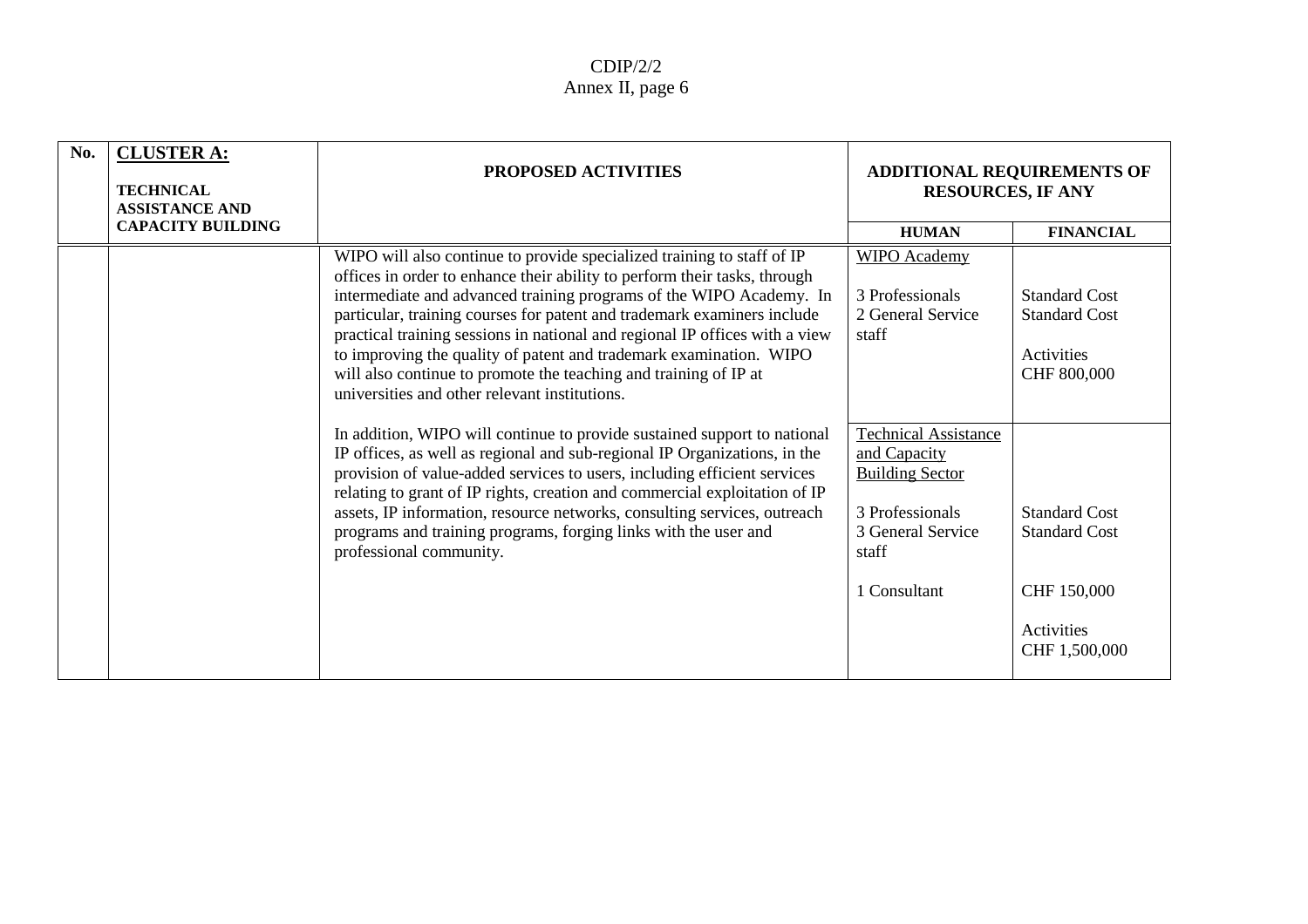| No. | **CLUSTER A:** **TECHNICAL ASSISTANCE AND CAPACITY BUILDING** | **PROPOSED ACTIVITIES** | **ADDITIONAL REQUIREMENTS OF RESOURCES, IF ANY** | |
|---|---|---|---|---|
| | | | **HUMAN** | **FINANCIAL** |
| | | WIPO will also continue to provide specialized training to staff of IP offices in order to enhance their ability to perform their tasks, through intermediate and advanced training programs of the WIPO Academy. In particular, training courses for patent and trademark examiners include practical training sessions in national and regional IP offices with a view to improving the quality of patent and trademark examination. WIPO will also continue to promote the teaching and training of IP at universities and other relevant institutions. | WIPO Academy<br><br>3 Professionals<br>2 General Service staff | <br><br>Standard Cost<br>Standard Cost<br><br>Activities<br>CHF 800,000 |
| | | In addition, WIPO will continue to provide sustained support to national IP offices, as well as regional and sub-regional IP Organizations, in the provision of value-added services to users, including efficient services relating to grant of IP rights, creation and commercial exploitation of IP assets, IP information, resource networks, consulting services, outreach programs and training programs, forging links with the user and professional community. | Technical Assistance and Capacity Building Sector<br><br>3 Professionals<br>3 General Service staff<br><br>1 Consultant | <br><br><br><br>Standard Cost<br>Standard Cost<br><br>CHF 150,000<br><br>Activities<br>CHF 1,500,000 |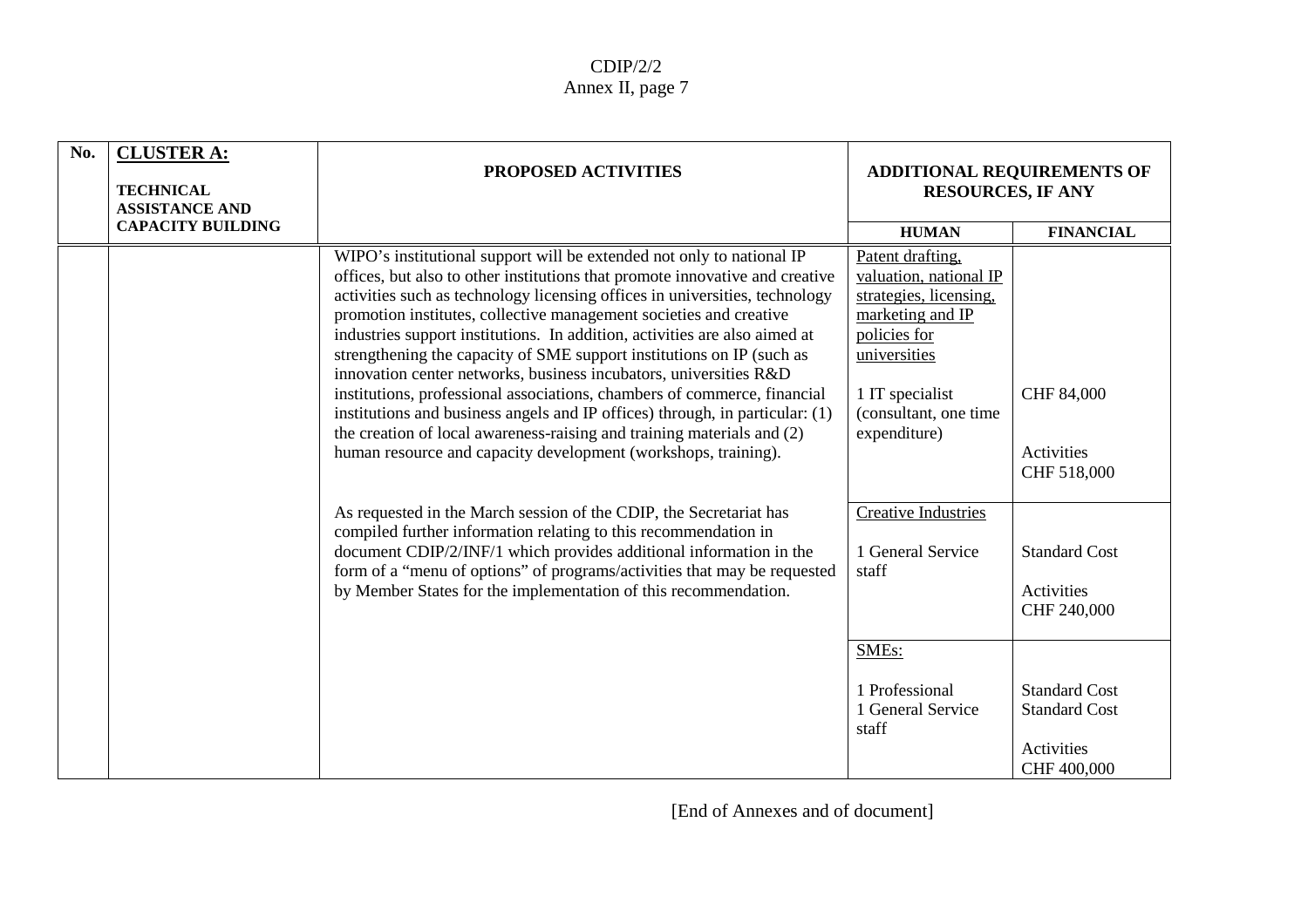| No. | **CLUSTER A:** **TECHNICAL ASSISTANCE AND CAPACITY BUILDING** | **PROPOSED ACTIVITIES** | **ADDITIONAL REQUIREMENTS OF RESOURCES, IF ANY** | |
|---|---|---|---|---|
| | | | **HUMAN** | **FINANCIAL** |
| | | WIPO's institutional support will be extended not only to national IP offices, but also to other institutions that promote innovative and creative activities such as technology licensing offices in universities, technology promotion institutes, collective management societies and creative industries support institutions. In addition, activities are also aimed at strengthening the capacity of SME support institutions on IP (such as innovation center networks, business incubators, universities R&D institutions, professional associations, chambers of commerce, financial institutions and business angels and IP offices) through, in particular: (1) the creation of local awareness-raising and training materials and (2) human resource and capacity development (workshops, training). | Patent drafting, valuation, national IP strategies, licensing, marketing and IP policies for universities<br><br>1 IT specialist (consultant, one time expenditure) | <br><br><br><br><br>CHF 84,000<br><br>Activities CHF 518,000 |
| | | As requested in the March session of the CDIP, the Secretariat has compiled further information relating to this recommendation in document CDIP/2/INF/1 which provides additional information in the form of a "menu of options" of programs/activities that may be requested by Member States for the implementation of this recommendation. | Creative Industries<br><br>1 General Service staff | <br><br>Standard Cost<br><br>Activities CHF 240,000 |
| | | | SMEs:<br><br>1 Professional<br>1 General Service staff | <br><br>Standard Cost<br>Standard Cost<br><br>Activities CHF 400,000 |

[End of Annexes and of document]